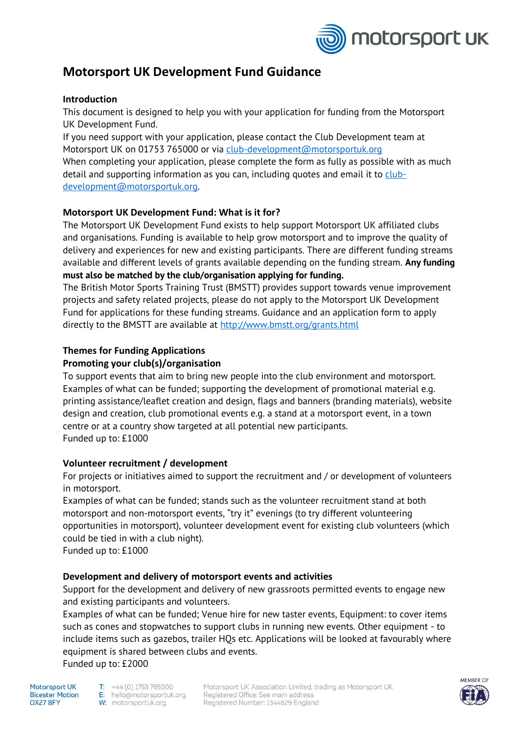# Motorsport UK Development Fund Guidance

## Introduction

This document is designed to help you with your application for funding from the Motorsport UK Development Fund.

If you need support with your application, please contact the Club Development team at Motorsport UK on 01753 765000 or via club-development@motorsportuk.org

When completing your application, please complete the form as fully as possible with as much detail and supporting information as you can, including quotes and email it to club-development@motorsportuk.org.

## Motorsport UK Development Fund: What is it for?

The Motorsport UK Development Fund exists to help support Motorsport UK affiliated clubs and organisations. Funding is available to help grow motorsport and to improve the quality of delivery and experiences for new and existing participants. There are different funding streams available and different levels of grants available depending on the funding stream. **Any funding must also be matched by the club/organisation applying for funding.**

The British Motor Sports Training Trust (BMSTT) provides support towards venue improvement projects and safety related projects, please do not apply to the Motorsport UK Development Fund for applications for these funding streams. Guidance and an application form to apply directly to the BMSTT are available at http://www.bmstt.org/grants.html

## Themes for Funding Applications

### Promoting your club(s)/organisation

To support events that aim to bring new people into the club environment and motorsport.

Examples of what can be funded; supporting the development of promotional material e.g. printing assistance/leaflet creation and design, flags and banners (branding materials), website design and creation, club promotional events e.g. a stand at a motorsport event, in a town centre or at a country show targeted at all potential new participants.

Funded up to: £1000

### Volunteer recruitment / development

For projects or initiatives aimed to support the recruitment and / or development of volunteers in motorsport.

Examples of what can be funded; stands such as the volunteer recruitment stand at both motorsport and non-motorsport events, "try it" evenings (to try different volunteering opportunities in motorsport), volunteer development event for existing club volunteers (which could be tied in with a club night).

Funded up to: £1000

### Development and delivery of motorsport events and activities

Support for the development and delivery of new grassroots permitted events to engage new and existing participants and volunteers.

Examples of what can be funded; Venue hire for new taster events, Equipment: to cover items such as cones and stopwatches to support clubs in running new events. Other equipment - to include items such as gazebos, trailer HQs etc. Applications will be looked at favourably where equipment is shared between clubs and events.

Funded up to: £2000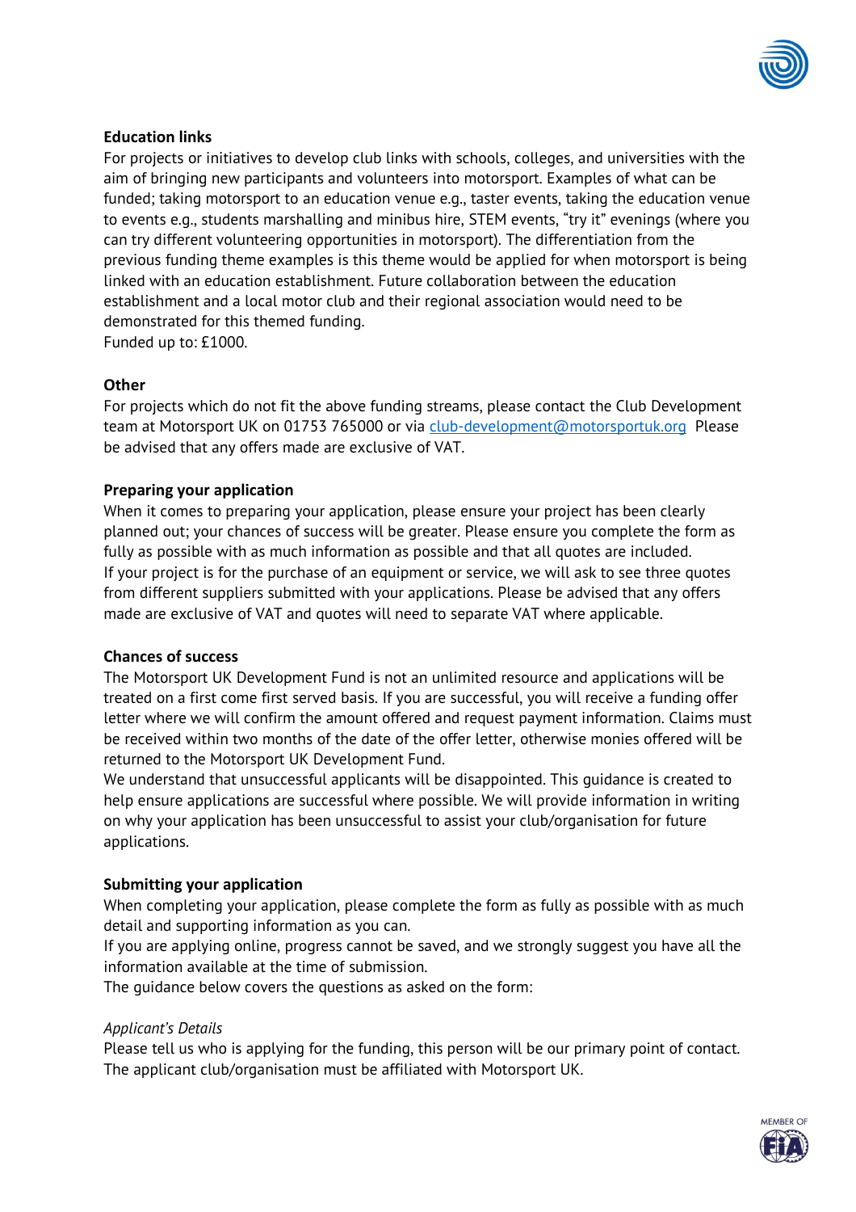**Education links**

For projects or initiatives to develop club links with schools, colleges, and universities with the aim of bringing new participants and volunteers into motorsport. Examples of what can be funded; taking motorsport to an education venue e.g., taster events, taking the education venue to events e.g., students marshalling and minibus hire, STEM events, "try it" evenings (where you can try different volunteering opportunities in motorsport). The differentiation from the previous funding theme examples is this theme would be applied for when motorsport is being linked with an education establishment. Future collaboration between the education establishment and a local motor club and their regional association would need to be demonstrated for this themed funding.
Funded up to: £1000.

**Other**

For projects which do not fit the above funding streams, please contact the Club Development team at Motorsport UK on 01753 765000 or via [club-development@motorsportuk.org](mailto:club-development@motorsportuk.org) Please be advised that any offers made are exclusive of VAT.

**Preparing your application**

When it comes to preparing your application, please ensure your project has been clearly planned out; your chances of success will be greater. Please ensure you complete the form as fully as possible with as much information as possible and that all quotes are included.
If your project is for the purchase of an equipment or service, we will ask to see three quotes from different suppliers submitted with your applications. Please be advised that any offers made are exclusive of VAT and quotes will need to separate VAT where applicable.

**Chances of success**

The Motorsport UK Development Fund is not an unlimited resource and applications will be treated on a first come first served basis. If you are successful, you will receive a funding offer letter where we will confirm the amount offered and request payment information. Claims must be received within two months of the date of the offer letter, otherwise monies offered will be returned to the Motorsport UK Development Fund.
We understand that unsuccessful applicants will be disappointed. This guidance is created to help ensure applications are successful where possible. We will provide information in writing on why your application has been unsuccessful to assist your club/organisation for future applications.

**Submitting your application**

When completing your application, please complete the form as fully as possible with as much detail and supporting information as you can.
If you are applying online, progress cannot be saved, and we strongly suggest you have all the information available at the time of submission.
The guidance below covers the questions as asked on the form:

*Applicant's Details*

Please tell us who is applying for the funding, this person will be our primary point of contact. The applicant club/organisation must be affiliated with Motorsport UK.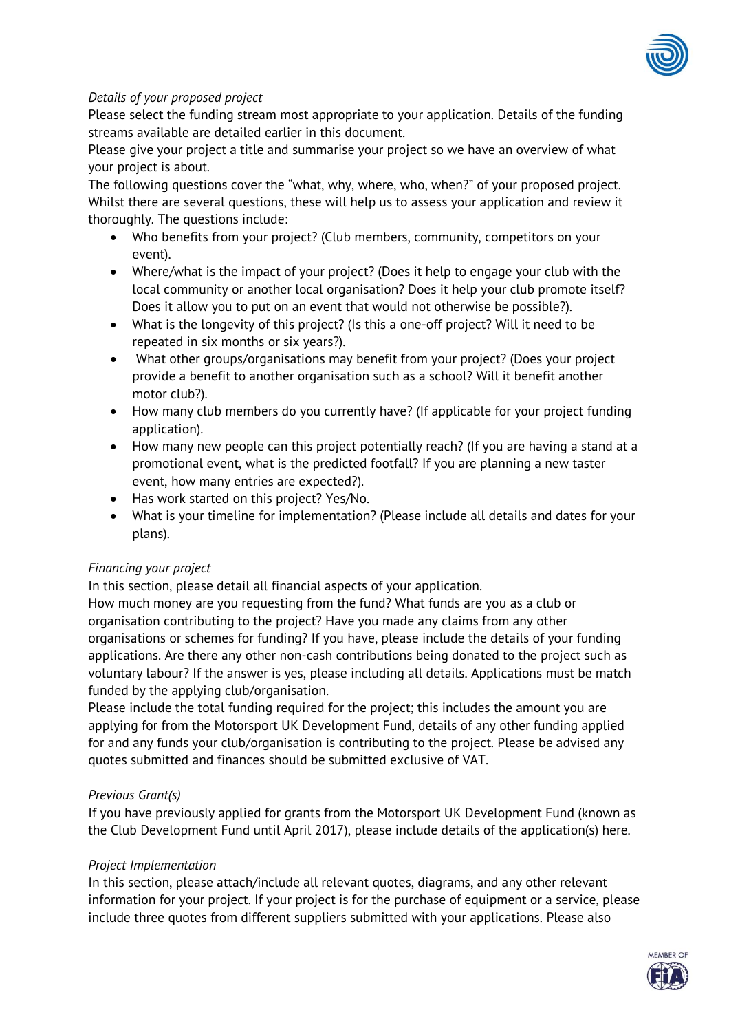*Details of your proposed project*

Please select the funding stream most appropriate to your application. Details of the funding streams available are detailed earlier in this document.

Please give your project a title and summarise your project so we have an overview of what your project is about.

The following questions cover the "what, why, where, who, when?" of your proposed project. Whilst there are several questions, these will help us to assess your application and review it thoroughly. The questions include:

- Who benefits from your project? (Club members, community, competitors on your event).
- Where/what is the impact of your project? (Does it help to engage your club with the local community or another local organisation? Does it help your club promote itself? Does it allow you to put on an event that would not otherwise be possible?).
- What is the longevity of this project? (Is this a one-off project? Will it need to be repeated in six months or six years?).
- What other groups/organisations may benefit from your project? (Does your project provide a benefit to another organisation such as a school? Will it benefit another motor club?).
- How many club members do you currently have? (If applicable for your project funding application).
- How many new people can this project potentially reach? (If you are having a stand at a promotional event, what is the predicted footfall? If you are planning a new taster event, how many entries are expected?).
- Has work started on this project? Yes/No.
- What is your timeline for implementation? (Please include all details and dates for your plans).

*Financing your project*

In this section, please detail all financial aspects of your application.

How much money are you requesting from the fund? What funds are you as a club or organisation contributing to the project? Have you made any claims from any other organisations or schemes for funding? If you have, please include the details of your funding applications. Are there any other non-cash contributions being donated to the project such as voluntary labour? If the answer is yes, please including all details. Applications must be match funded by the applying club/organisation.

Please include the total funding required for the project; this includes the amount you are applying for from the Motorsport UK Development Fund, details of any other funding applied for and any funds your club/organisation is contributing to the project. Please be advised any quotes submitted and finances should be submitted exclusive of VAT.

*Previous Grant(s)*

If you have previously applied for grants from the Motorsport UK Development Fund (known as the Club Development Fund until April 2017), please include details of the application(s) here.

*Project Implementation*

In this section, please attach/include all relevant quotes, diagrams, and any other relevant information for your project. If your project is for the purchase of equipment or a service, please include three quotes from different suppliers submitted with your applications. Please also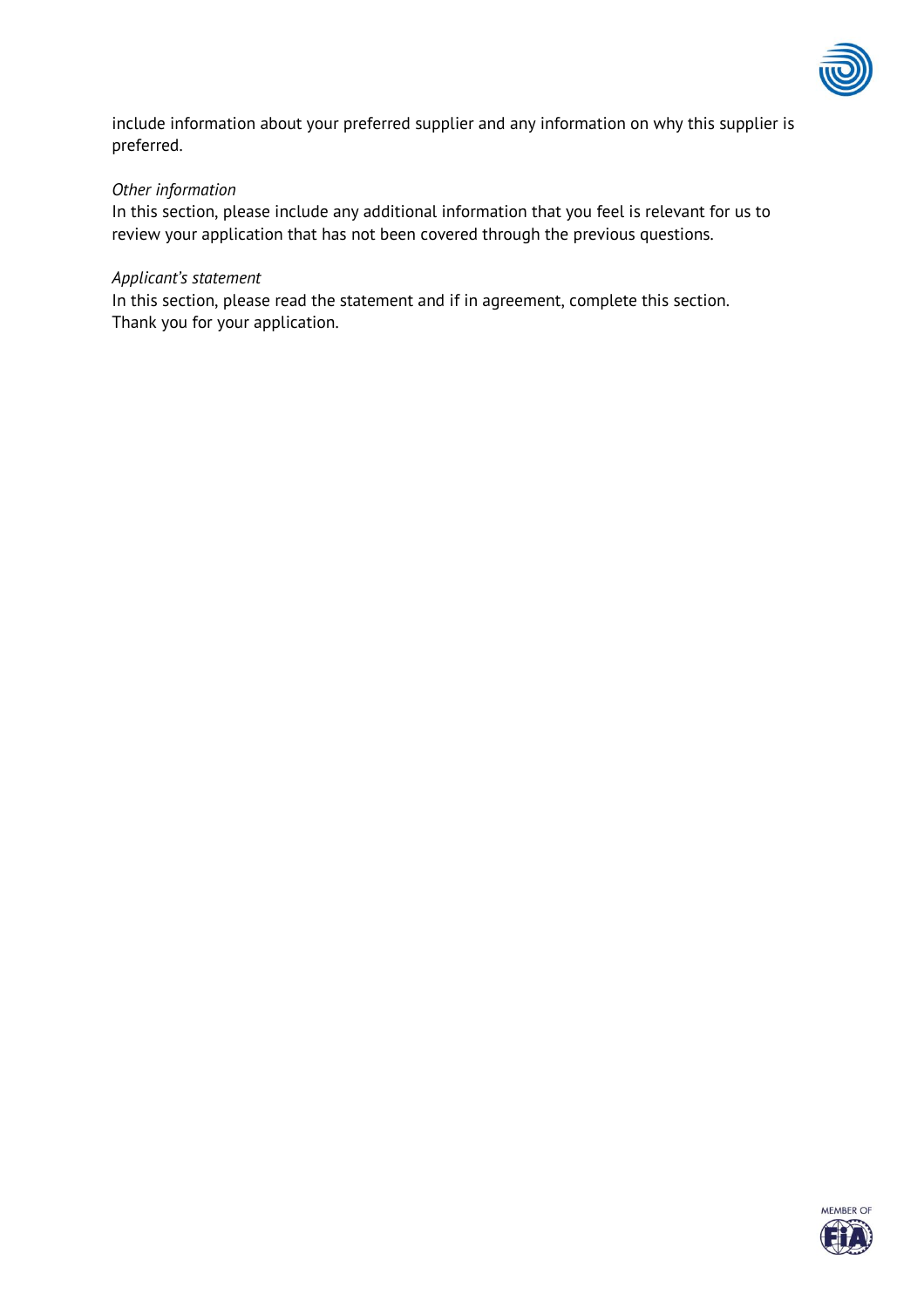include information about your preferred supplier and any information on why this supplier is preferred.

*Other information*

In this section, please include any additional information that you feel is relevant for us to review your application that has not been covered through the previous questions.

*Applicant's statement*

In this section, please read the statement and if in agreement, complete this section.
Thank you for your application.